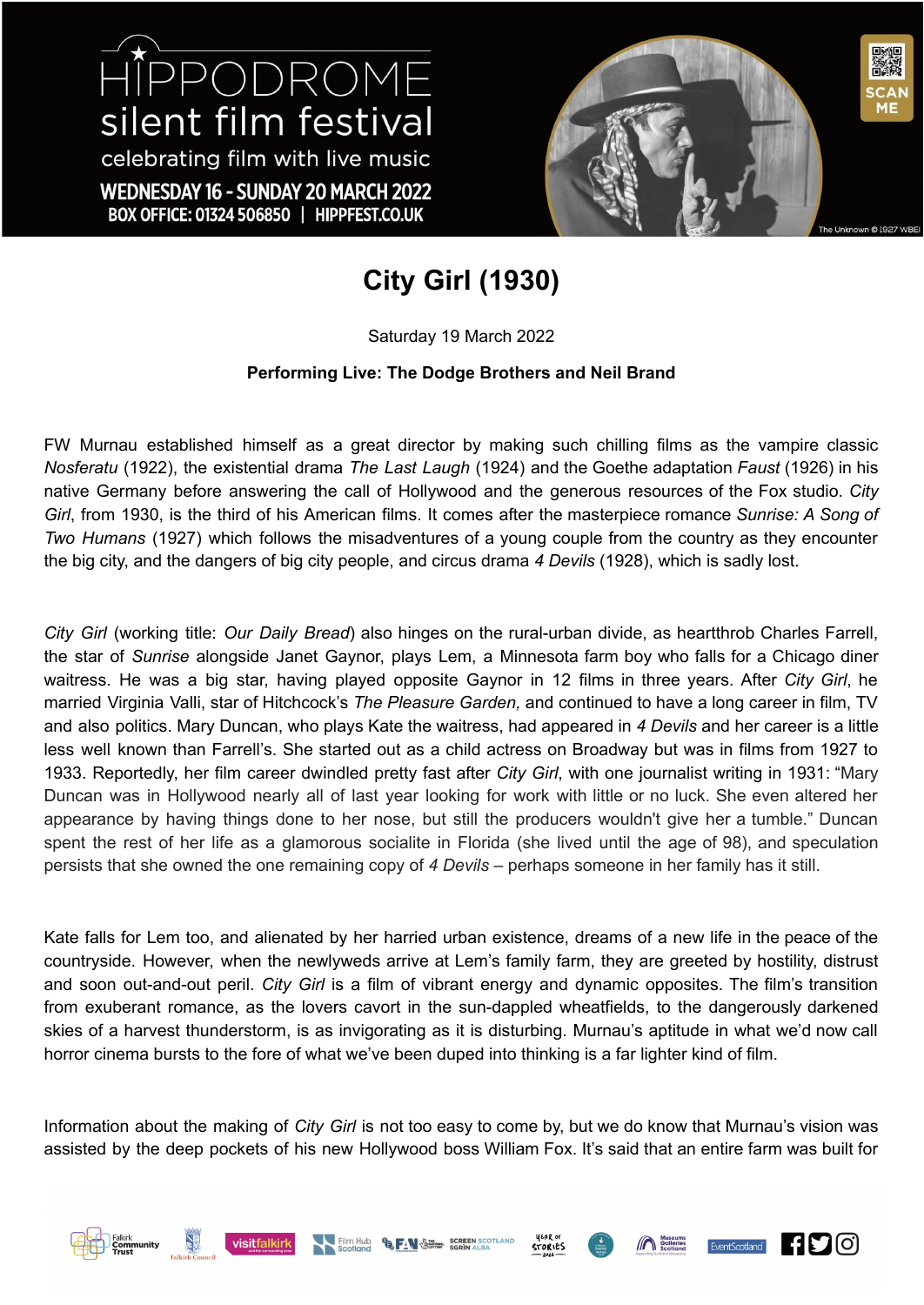HIPPODROME
silent film festival
celebrating film with live music
WEDNESDAY 16 - SUNDAY 20 MARCH 2022
BOX OFFICE: 01324 506850 | HIPPFEST.CO.UK

The Unknown © 1927 WBEI

# City Girl (1930)

Saturday 19 March 2022

**Performing Live: The Dodge Brothers and Neil Brand**

FW Murnau established himself as a great director by making such chilling films as the vampire classic *Nosferatu* (1922), the existential drama *The Last Laugh* (1924) and the Goethe adaptation *Faust* (1926) in his native Germany before answering the call of Hollywood and the generous resources of the Fox studio. *City Girl*, from 1930, is the third of his American films. It comes after the masterpiece romance *Sunrise: A Song of Two Humans* (1927) which follows the misadventures of a young couple from the country as they encounter the big city, and the dangers of big city people, and circus drama *4 Devils* (1928), which is sadly lost.

*City Girl* (working title: *Our Daily Bread*) also hinges on the rural-urban divide, as heartthrob Charles Farrell, the star of *Sunrise* alongside Janet Gaynor, plays Lem, a Minnesota farm boy who falls for a Chicago diner waitress. He was a big star, having played opposite Gaynor in 12 films in three years. After *City Girl*, he married Virginia Valli, star of Hitchcock's *The Pleasure Garden,* and continued to have a long career in film, TV and also politics. Mary Duncan, who plays Kate the waitress, had appeared in *4 Devils* and her career is a little less well known than Farrell's. She started out as a child actress on Broadway but was in films from 1927 to 1933. Reportedly, her film career dwindled pretty fast after *City Girl*, with one journalist writing in 1931: "Mary Duncan was in Hollywood nearly all of last year looking for work with little or no luck. She even altered her appearance by having things done to her nose, but still the producers wouldn't give her a tumble." Duncan spent the rest of her life as a glamorous socialite in Florida (she lived until the age of 98), and speculation persists that she owned the one remaining copy of *4 Devils* – perhaps someone in her family has it still.

Kate falls for Lem too, and alienated by her harried urban existence, dreams of a new life in the peace of the countryside. However, when the newlyweds arrive at Lem's family farm, they are greeted by hostility, distrust and soon out-and-out peril. *City Girl* is a film of vibrant energy and dynamic opposites. The film's transition from exuberant romance, as the lovers cavort in the sun-dappled wheatfields, to the dangerously darkened skies of a harvest thunderstorm, is as invigorating as it is disturbing. Murnau's aptitude in what we'd now call horror cinema bursts to the fore of what we've been duped into thinking is a far lighter kind of film.

Information about the making of *City Girl* is not too easy to come by, but we do know that Murnau's vision was assisted by the deep pockets of his new Hollywood boss William Fox. It's said that an entire farm was built for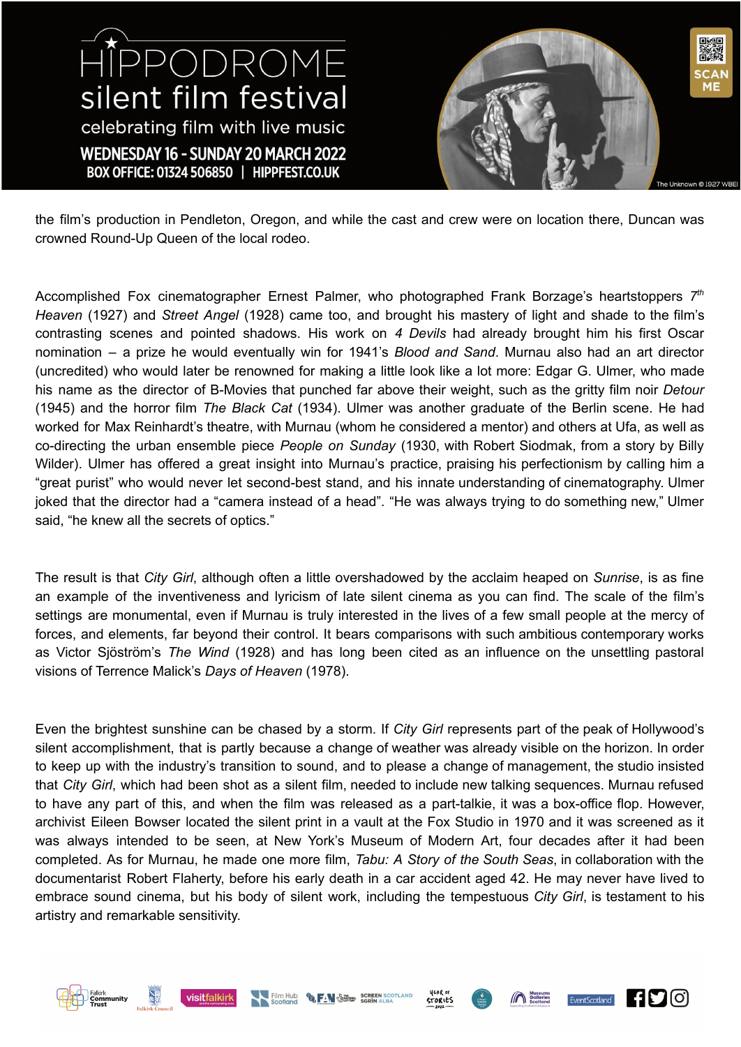the film's production in Pendleton, Oregon, and while the cast and crew were on location there, Duncan was crowned Round-Up Queen of the local rodeo.

Accomplished Fox cinematographer Ernest Palmer, who photographed Frank Borzage's heartstoppers *7th Heaven* (1927) and *Street Angel* (1928) came too, and brought his mastery of light and shade to the film's contrasting scenes and pointed shadows. His work on *4 Devils* had already brought him his first Oscar nomination – a prize he would eventually win for 1941's *Blood and Sand*. Murnau also had an art director (uncredited) who would later be renowned for making a little look like a lot more: Edgar G. Ulmer, who made his name as the director of B-Movies that punched far above their weight, such as the gritty film noir *Detour* (1945) and the horror film *The Black Cat* (1934). Ulmer was another graduate of the Berlin scene. He had worked for Max Reinhardt's theatre, with Murnau (whom he considered a mentor) and others at Ufa, as well as co-directing the urban ensemble piece *People on Sunday* (1930, with Robert Siodmak, from a story by Billy Wilder). Ulmer has offered a great insight into Murnau's practice, praising his perfectionism by calling him a "great purist" who would never let second-best stand, and his innate understanding of cinematography. Ulmer joked that the director had a "camera instead of a head". "He was always trying to do something new," Ulmer said, "he knew all the secrets of optics."

The result is that *City Girl*, although often a little overshadowed by the acclaim heaped on *Sunrise*, is as fine an example of the inventiveness and lyricism of late silent cinema as you can find. The scale of the film's settings are monumental, even if Murnau is truly interested in the lives of a few small people at the mercy of forces, and elements, far beyond their control. It bears comparisons with such ambitious contemporary works as Victor Sjöström's *The Wind* (1928) and has long been cited as an influence on the unsettling pastoral visions of Terrence Malick's *Days of Heaven* (1978).

Even the brightest sunshine can be chased by a storm. If *City Girl* represents part of the peak of Hollywood's silent accomplishment, that is partly because a change of weather was already visible on the horizon. In order to keep up with the industry's transition to sound, and to please a change of management, the studio insisted that *City Girl*, which had been shot as a silent film, needed to include new talking sequences. Murnau refused to have any part of this, and when the film was released as a part-talkie, it was a box-office flop. However, archivist Eileen Bowser located the silent print in a vault at the Fox Studio in 1970 and it was screened as it was always intended to be seen, at New York's Museum of Modern Art, four decades after it had been completed. As for Murnau, he made one more film, *Tabu: A Story of the South Seas*, in collaboration with the documentarist Robert Flaherty, before his early death in a car accident aged 42. He may never have lived to embrace sound cinema, but his body of silent work, including the tempestuous *City Girl*, is testament to his artistry and remarkable sensitivity.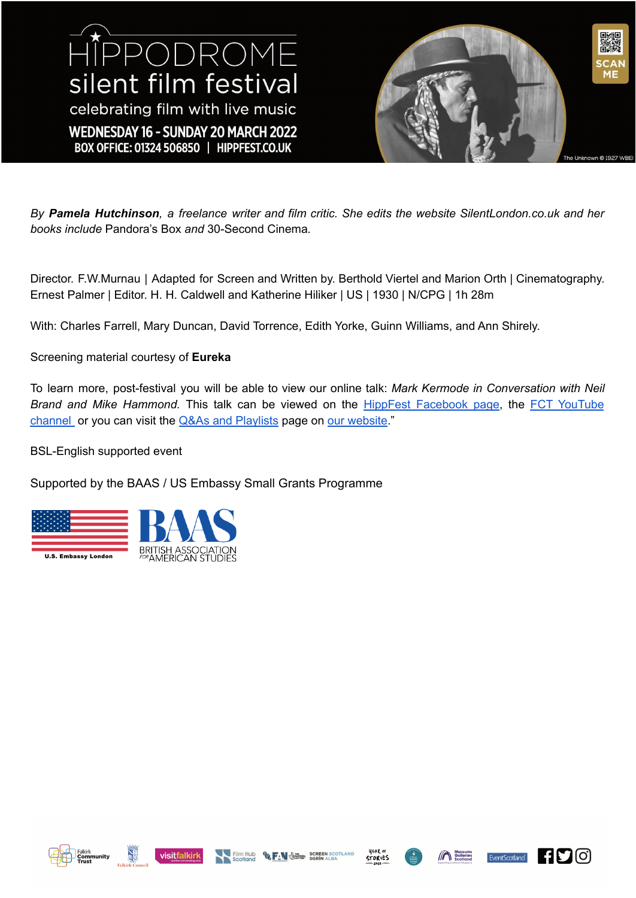# HIPPODROME silent film festival

celebrating film with live music

WEDNESDAY 16 - SUNDAY 20 MARCH 2022

BOX OFFICE: 01324 506850 | HIPPFEST.CO.UK

The Unknown © 1927 WBEI

*By **Pamela Hutchinson**, a freelance writer and film critic. She edits the website SilentLondon.co.uk and her books include* Pandora's Box *and* 30-Second Cinema*.*

Director. F.W.Murnau | Adapted for Screen and Written by. Berthold Viertel and Marion Orth | Cinematography. Ernest Palmer | Editor. H. H. Caldwell and Katherine Hiliker | US | 1930 | N/CPG | 1h 28m

With: Charles Farrell, Mary Duncan, David Torrence, Edith Yorke, Guinn Williams, and Ann Shirely.

Screening material courtesy of **Eureka**

To learn more, post-festival you will be able to view our online talk: *Mark Kermode in Conversation with Neil Brand and Mike Hammond.* This talk can be viewed on the HippFest Facebook page, the FCT YouTube channel or you can visit the Q&As and Playlists page on our website."

BSL-English supported event

Supported by the BAAS / US Embassy Small Grants Programme

U.S. Embassy London

BAAS BRITISH ASSOCIATION FOR AMERICAN STUDIES